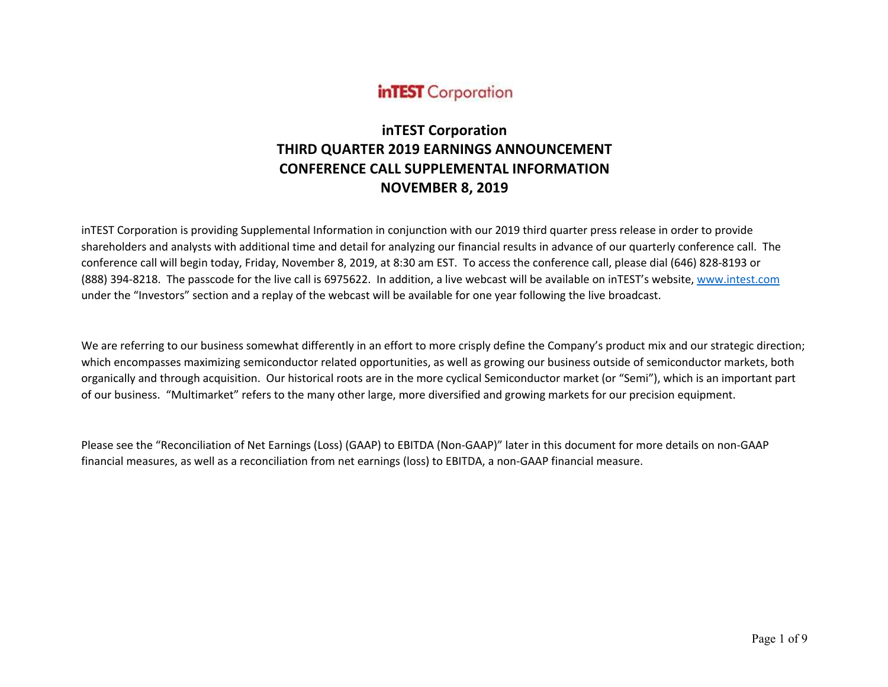**inTEST** Corporation

# inTEST Corporation
## THIRD QUARTER 2019 EARNINGS ANNOUNCEMENT
## CONFERENCE CALL SUPPLEMENTAL INFORMATION
## NOVEMBER 8, 2019

inTEST Corporation is providing Supplemental Information in conjunction with our 2019 third quarter press release in order to provide shareholders and analysts with additional time and detail for analyzing our financial results in advance of our quarterly conference call. The conference call will begin today, Friday, November 8, 2019, at 8:30 am EST. To access the conference call, please dial (646) 828-8193 or (888) 394-8218. The passcode for the live call is 6975622. In addition, a live webcast will be available on inTEST's website, www.intest.com under the "Investors" section and a replay of the webcast will be available for one year following the live broadcast.

We are referring to our business somewhat differently in an effort to more crisply define the Company's product mix and our strategic direction; which encompasses maximizing semiconductor related opportunities, as well as growing our business outside of semiconductor markets, both organically and through acquisition. Our historical roots are in the more cyclical Semiconductor market (or "Semi"), which is an important part of our business. "Multimarket" refers to the many other large, more diversified and growing markets for our precision equipment.

Please see the "Reconciliation of Net Earnings (Loss) (GAAP) to EBITDA (Non-GAAP)" later in this document for more details on non-GAAP financial measures, as well as a reconciliation from net earnings (loss) to EBITDA, a non-GAAP financial measure.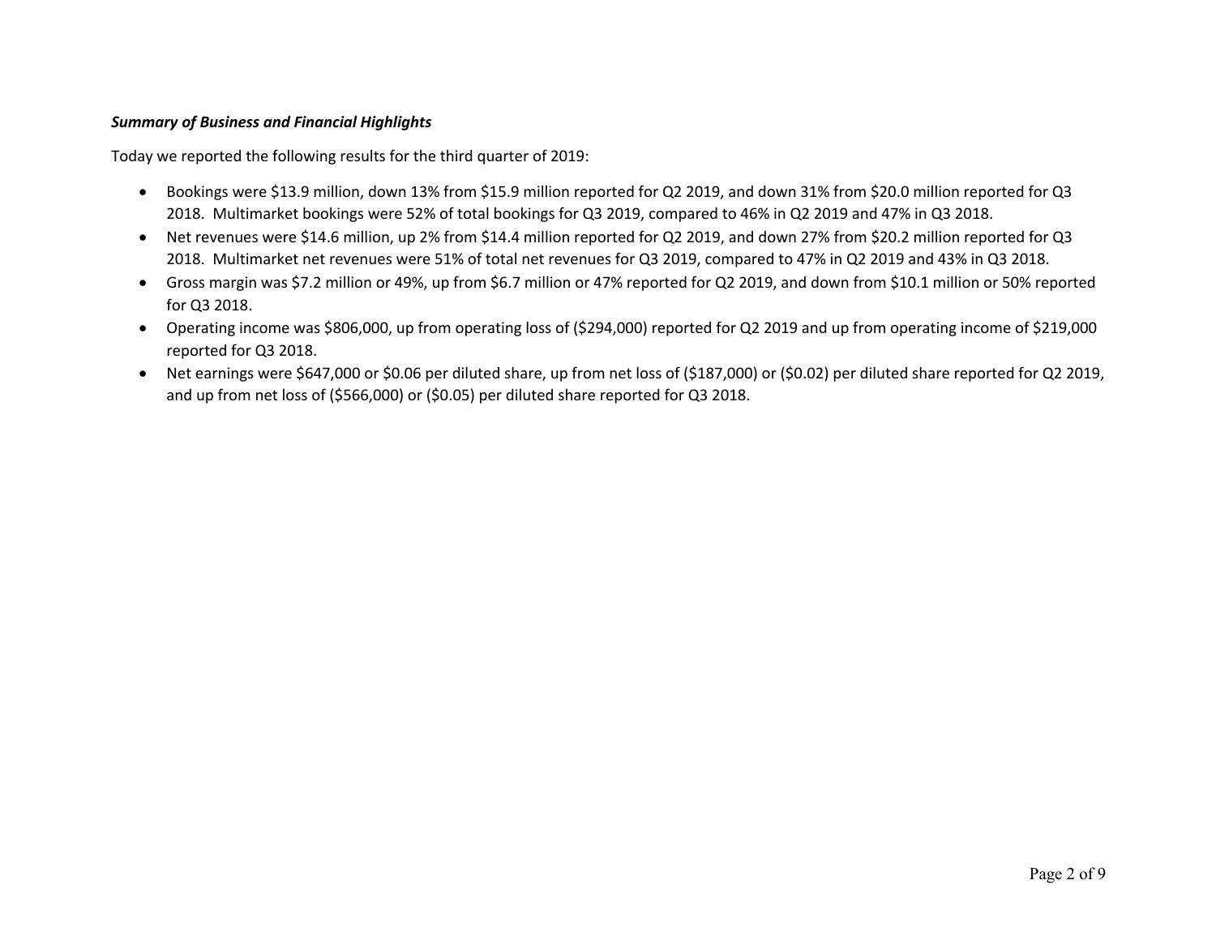***Summary of Business and Financial Highlights***

Today we reported the following results for the third quarter of 2019:

- Bookings were $13.9 million, down 13% from $15.9 million reported for Q2 2019, and down 31% from $20.0 million reported for Q3 2018. Multimarket bookings were 52% of total bookings for Q3 2019, compared to 46% in Q2 2019 and 47% in Q3 2018.
- Net revenues were $14.6 million, up 2% from $14.4 million reported for Q2 2019, and down 27% from $20.2 million reported for Q3 2018. Multimarket net revenues were 51% of total net revenues for Q3 2019, compared to 47% in Q2 2019 and 43% in Q3 2018.
- Gross margin was $7.2 million or 49%, up from $6.7 million or 47% reported for Q2 2019, and down from $10.1 million or 50% reported for Q3 2018.
- Operating income was $806,000, up from operating loss of ($294,000) reported for Q2 2019 and up from operating income of $219,000 reported for Q3 2018.
- Net earnings were $647,000 or $0.06 per diluted share, up from net loss of ($187,000) or ($0.02) per diluted share reported for Q2 2019, and up from net loss of ($566,000) or ($0.05) per diluted share reported for Q3 2018.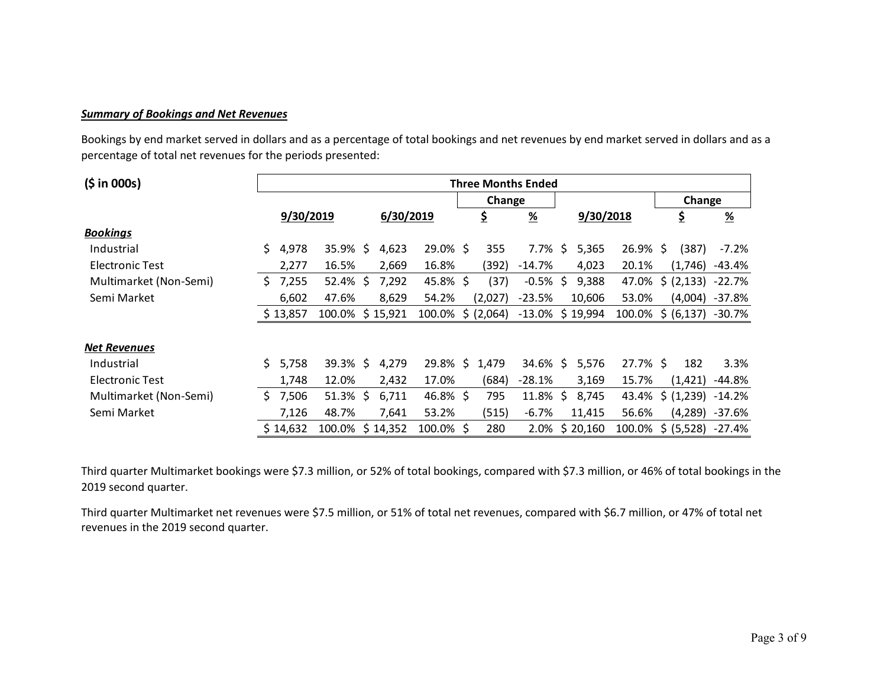***Summary of Bookings and Net Revenues***

Bookings by end market served in dollars and as a percentage of total bookings and net revenues by end market served in dollars and as a percentage of total net revenues for the periods presented:

| ($ in 000s) | Three Months Ended | | | | | | | | | |
|---|---|---|---|---|---|---|---|---|---|---|
| | | | | | Change | | | | Change | |
| | 9/30/2019 | | 6/30/2019 | | $ | % | 9/30/2018 | | $ | % |
| ***Bookings*** | | | | | | | | | | |
| Industrial | $ 4,978 | 35.9% | $ 4,623 | 29.0% | $ 355 | 7.7% | $ 5,365 | 26.9% | $ (387) | -7.2% |
| Electronic Test | 2,277 | 16.5% | 2,669 | 16.8% | (392) | -14.7% | 4,023 | 20.1% | (1,746) | -43.4% |
| Multimarket (Non-Semi) | $ 7,255 | 52.4% | $ 7,292 | 45.8% | $ (37) | -0.5% | $ 9,388 | 47.0% | $ (2,133) | -22.7% |
| Semi Market | 6,602 | 47.6% | 8,629 | 54.2% | (2,027) | -23.5% | 10,606 | 53.0% | (4,004) | -37.8% |
| | $ 13,857 | 100.0% | $ 15,921 | 100.0% | $ (2,064) | -13.0% | $ 19,994 | 100.0% | $ (6,137) | -30.7% |
| ***Net Revenues*** | | | | | | | | | | |
| Industrial | $ 5,758 | 39.3% | $ 4,279 | 29.8% | $ 1,479 | 34.6% | $ 5,576 | 27.7% | $ 182 | 3.3% |
| Electronic Test | 1,748 | 12.0% | 2,432 | 17.0% | (684) | -28.1% | 3,169 | 15.7% | (1,421) | -44.8% |
| Multimarket (Non-Semi) | $ 7,506 | 51.3% | $ 6,711 | 46.8% | $ 795 | 11.8% | $ 8,745 | 43.4% | $ (1,239) | -14.2% |
| Semi Market | 7,126 | 48.7% | 7,641 | 53.2% | (515) | -6.7% | 11,415 | 56.6% | (4,289) | -37.6% |
| | $ 14,632 | 100.0% | $ 14,352 | 100.0% | $ 280 | 2.0% | $ 20,160 | 100.0% | $ (5,528) | -27.4% |

Third quarter Multimarket bookings were $7.3 million, or 52% of total bookings, compared with $7.3 million, or 46% of total bookings in the 2019 second quarter.

Third quarter Multimarket net revenues were $7.5 million, or 51% of total net revenues, compared with $6.7 million, or 47% of total net revenues in the 2019 second quarter.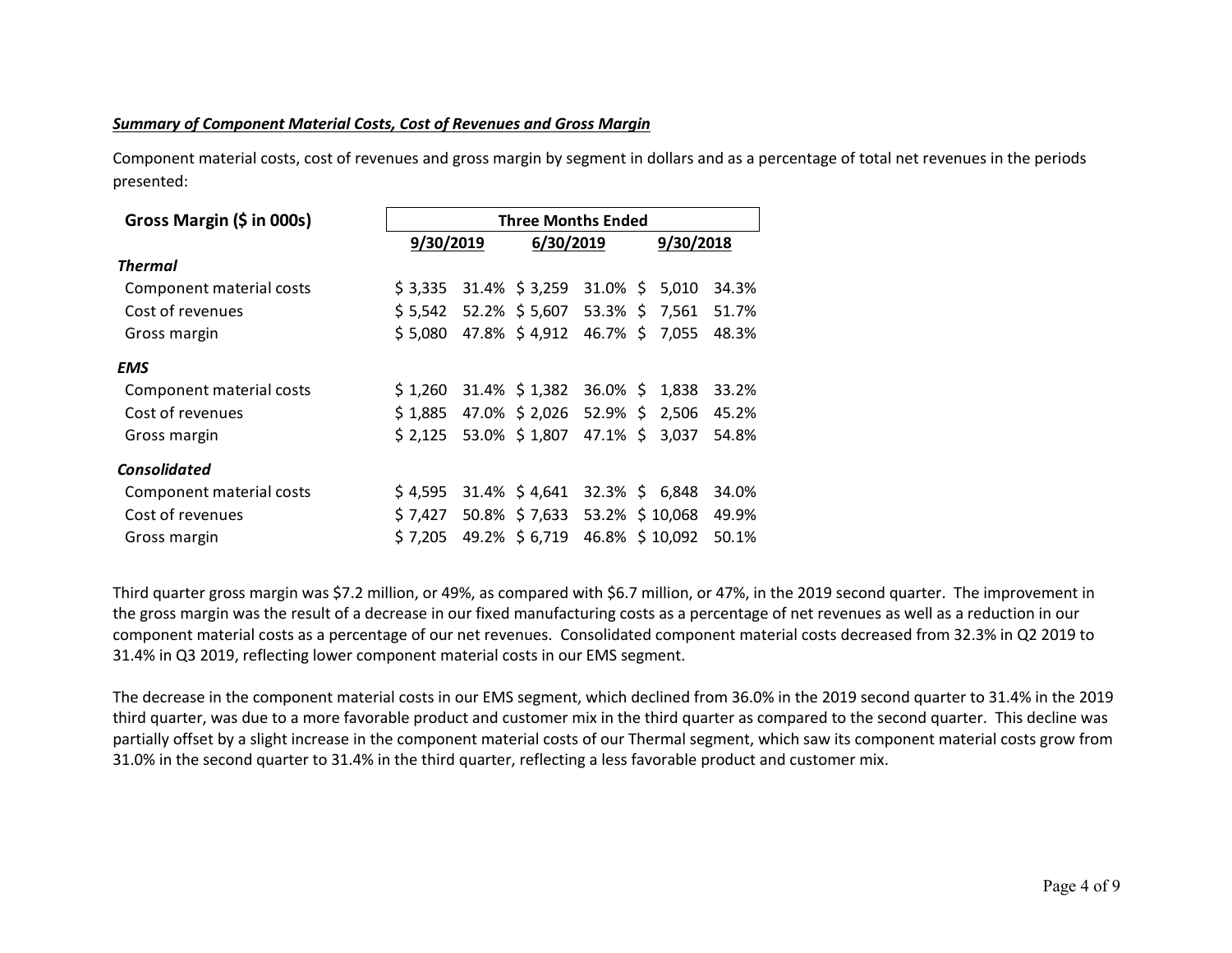***Summary of Component Material Costs, Cost of Revenues and Gross Margin***

Component material costs, cost of revenues and gross margin by segment in dollars and as a percentage of total net revenues in the periods presented:

| **Gross Margin ($ in 000s)** | **Three Months Ended** | | | | | |
|---|---|---|---|---|---|---|
| | **9/30/2019** | | **6/30/2019** | | **9/30/2018** | |
| ***Thermal*** | | | | | | |
| Component material costs | $ 3,335 | 31.4% | $ 3,259 | 31.0% | $ 5,010 | 34.3% |
| Cost of revenues | $ 5,542 | 52.2% | $ 5,607 | 53.3% | $ 7,561 | 51.7% |
| Gross margin | $ 5,080 | 47.8% | $ 4,912 | 46.7% | $ 7,055 | 48.3% |
| ***EMS*** | | | | | | |
| Component material costs | $ 1,260 | 31.4% | $ 1,382 | 36.0% | $ 1,838 | 33.2% |
| Cost of revenues | $ 1,885 | 47.0% | $ 2,026 | 52.9% | $ 2,506 | 45.2% |
| Gross margin | $ 2,125 | 53.0% | $ 1,807 | 47.1% | $ 3,037 | 54.8% |
| ***Consolidated*** | | | | | | |
| Component material costs | $ 4,595 | 31.4% | $ 4,641 | 32.3% | $ 6,848 | 34.0% |
| Cost of revenues | $ 7,427 | 50.8% | $ 7,633 | 53.2% | $ 10,068 | 49.9% |
| Gross margin | $ 7,205 | 49.2% | $ 6,719 | 46.8% | $ 10,092 | 50.1% |

Third quarter gross margin was $7.2 million, or 49%, as compared with $6.7 million, or 47%, in the 2019 second quarter. The improvement in the gross margin was the result of a decrease in our fixed manufacturing costs as a percentage of net revenues as well as a reduction in our component material costs as a percentage of our net revenues. Consolidated component material costs decreased from 32.3% in Q2 2019 to 31.4% in Q3 2019, reflecting lower component material costs in our EMS segment.

The decrease in the component material costs in our EMS segment, which declined from 36.0% in the 2019 second quarter to 31.4% in the 2019 third quarter, was due to a more favorable product and customer mix in the third quarter as compared to the second quarter. This decline was partially offset by a slight increase in the component material costs of our Thermal segment, which saw its component material costs grow from 31.0% in the second quarter to 31.4% in the third quarter, reflecting a less favorable product and customer mix.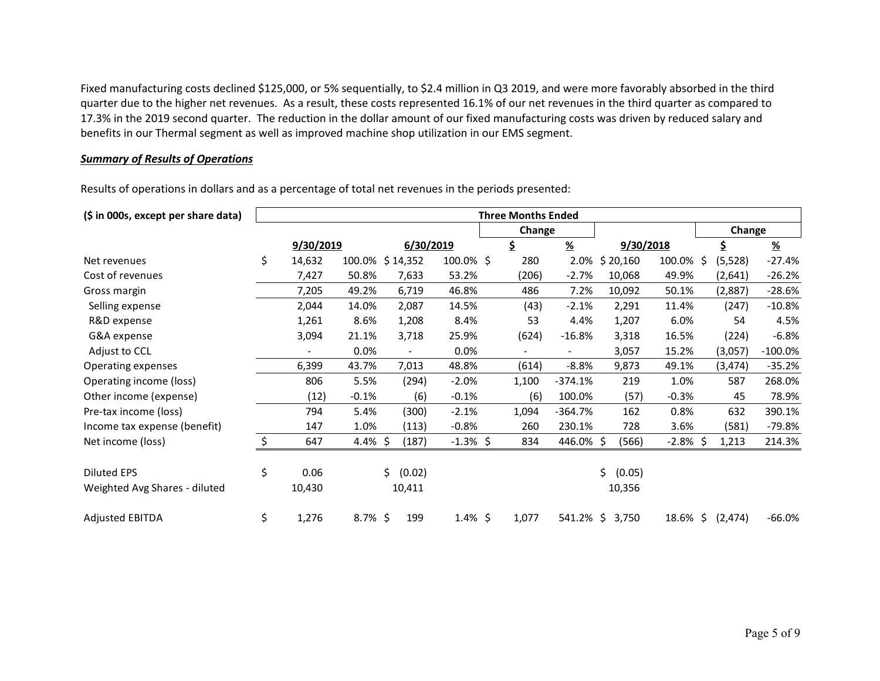Fixed manufacturing costs declined $125,000, or 5% sequentially, to $2.4 million in Q3 2019, and were more favorably absorbed in the third quarter due to the higher net revenues. As a result, these costs represented 16.1% of our net revenues in the third quarter as compared to 17.3% in the 2019 second quarter. The reduction in the dollar amount of our fixed manufacturing costs was driven by reduced salary and benefits in our Thermal segment as well as improved machine shop utilization in our EMS segment.

***Summary of Results of Operations***

Results of operations in dollars and as a percentage of total net revenues in the periods presented:

| ($ in 000s, except per share data) | Three Months Ended | | | | | | | | | |
|---|---|---|---|---|---|---|---|---|---|---|
| | | | | | Change | | | | Change | |
| | 9/30/2019 | | 6/30/2019 | | $ | % | 9/30/2018 | | $ | % |
| Net revenues | $ 14,632 | 100.0% | $ 14,352 | 100.0% | $ 280 | 2.0% | $ 20,160 | 100.0% | $ (5,528) | -27.4% |
| Cost of revenues | 7,427 | 50.8% | 7,633 | 53.2% | (206) | -2.7% | 10,068 | 49.9% | (2,641) | -26.2% |
| Gross margin | 7,205 | 49.2% | 6,719 | 46.8% | 486 | 7.2% | 10,092 | 50.1% | (2,887) | -28.6% |
| Selling expense | 2,044 | 14.0% | 2,087 | 14.5% | (43) | -2.1% | 2,291 | 11.4% | (247) | -10.8% |
| R&D expense | 1,261 | 8.6% | 1,208 | 8.4% | 53 | 4.4% | 1,207 | 6.0% | 54 | 4.5% |
| G&A expense | 3,094 | 21.1% | 3,718 | 25.9% | (624) | -16.8% | 3,318 | 16.5% | (224) | -6.8% |
| Adjust to CCL | - | 0.0% | - | 0.0% | - | - | 3,057 | 15.2% | (3,057) | -100.0% |
| Operating expenses | 6,399 | 43.7% | 7,013 | 48.8% | (614) | -8.8% | 9,873 | 49.1% | (3,474) | -35.2% |
| Operating income (loss) | 806 | 5.5% | (294) | -2.0% | 1,100 | -374.1% | 219 | 1.0% | 587 | 268.0% |
| Other income (expense) | (12) | -0.1% | (6) | -0.1% | (6) | 100.0% | (57) | -0.3% | 45 | 78.9% |
| Pre-tax income (loss) | 794 | 5.4% | (300) | -2.1% | 1,094 | -364.7% | 162 | 0.8% | 632 | 390.1% |
| Income tax expense (benefit) | 147 | 1.0% | (113) | -0.8% | 260 | 230.1% | 728 | 3.6% | (581) | -79.8% |
| Net income (loss) | $ 647 | 4.4% | $ (187) | -1.3% | $ 834 | 446.0% | $ (566) | -2.8% | $ 1,213 | 214.3% |
| | | | | | | | | | | |
| Diluted EPS | $ 0.06 | | $ (0.02) | | | | $ (0.05) | | | |
| Weighted Avg Shares - diluted | 10,430 | | 10,411 | | | | 10,356 | | | |
| | | | | | | | | | | |
| Adjusted EBITDA | $ 1,276 | 8.7% | $ 199 | 1.4% | $ 1,077 | 541.2% | $ 3,750 | 18.6% | $ (2,474) | -66.0% |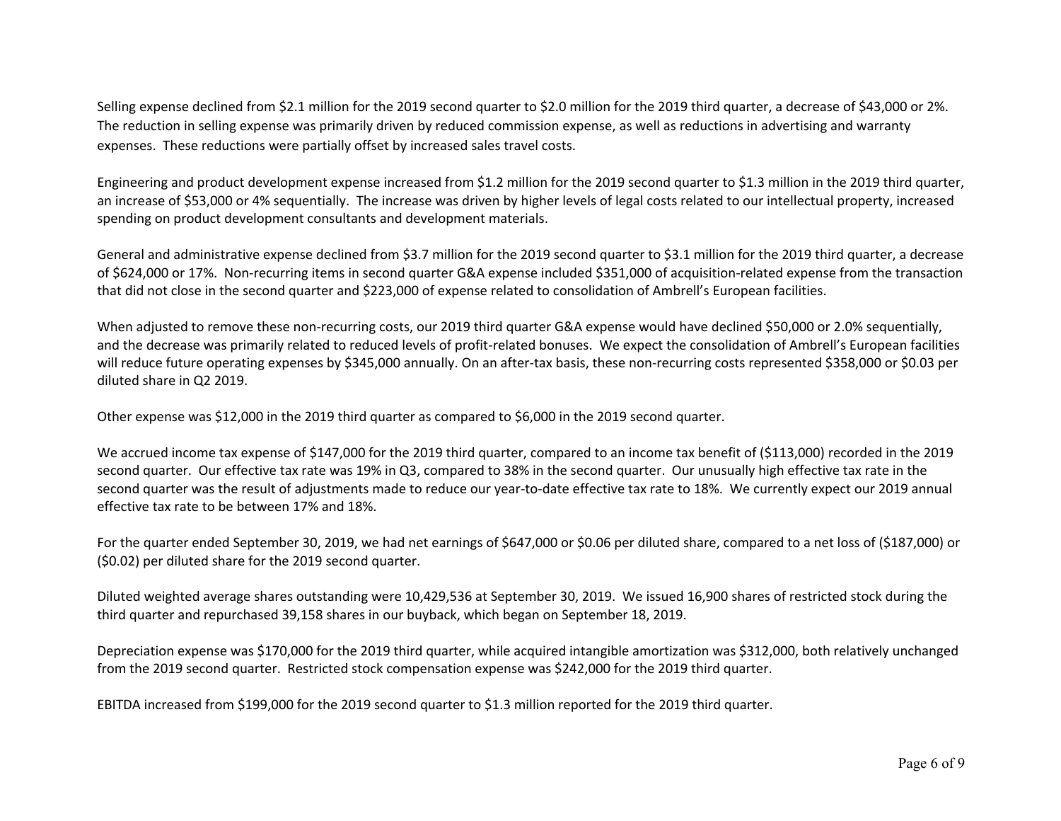Selling expense declined from $2.1 million for the 2019 second quarter to $2.0 million for the 2019 third quarter, a decrease of $43,000 or 2%. The reduction in selling expense was primarily driven by reduced commission expense, as well as reductions in advertising and warranty expenses. These reductions were partially offset by increased sales travel costs.

Engineering and product development expense increased from $1.2 million for the 2019 second quarter to $1.3 million in the 2019 third quarter, an increase of $53,000 or 4% sequentially. The increase was driven by higher levels of legal costs related to our intellectual property, increased spending on product development consultants and development materials.

General and administrative expense declined from $3.7 million for the 2019 second quarter to $3.1 million for the 2019 third quarter, a decrease of $624,000 or 17%. Non-recurring items in second quarter G&A expense included $351,000 of acquisition-related expense from the transaction that did not close in the second quarter and $223,000 of expense related to consolidation of Ambrell's European facilities.

When adjusted to remove these non-recurring costs, our 2019 third quarter G&A expense would have declined $50,000 or 2.0% sequentially, and the decrease was primarily related to reduced levels of profit-related bonuses. We expect the consolidation of Ambrell's European facilities will reduce future operating expenses by $345,000 annually. On an after-tax basis, these non-recurring costs represented $358,000 or $0.03 per diluted share in Q2 2019.

Other expense was $12,000 in the 2019 third quarter as compared to $6,000 in the 2019 second quarter.

We accrued income tax expense of $147,000 for the 2019 third quarter, compared to an income tax benefit of ($113,000) recorded in the 2019 second quarter. Our effective tax rate was 19% in Q3, compared to 38% in the second quarter. Our unusually high effective tax rate in the second quarter was the result of adjustments made to reduce our year-to-date effective tax rate to 18%. We currently expect our 2019 annual effective tax rate to be between 17% and 18%.

For the quarter ended September 30, 2019, we had net earnings of $647,000 or $0.06 per diluted share, compared to a net loss of ($187,000) or ($0.02) per diluted share for the 2019 second quarter.

Diluted weighted average shares outstanding were 10,429,536 at September 30, 2019. We issued 16,900 shares of restricted stock during the third quarter and repurchased 39,158 shares in our buyback, which began on September 18, 2019.

Depreciation expense was $170,000 for the 2019 third quarter, while acquired intangible amortization was $312,000, both relatively unchanged from the 2019 second quarter. Restricted stock compensation expense was $242,000 for the 2019 third quarter.

EBITDA increased from $199,000 for the 2019 second quarter to $1.3 million reported for the 2019 third quarter.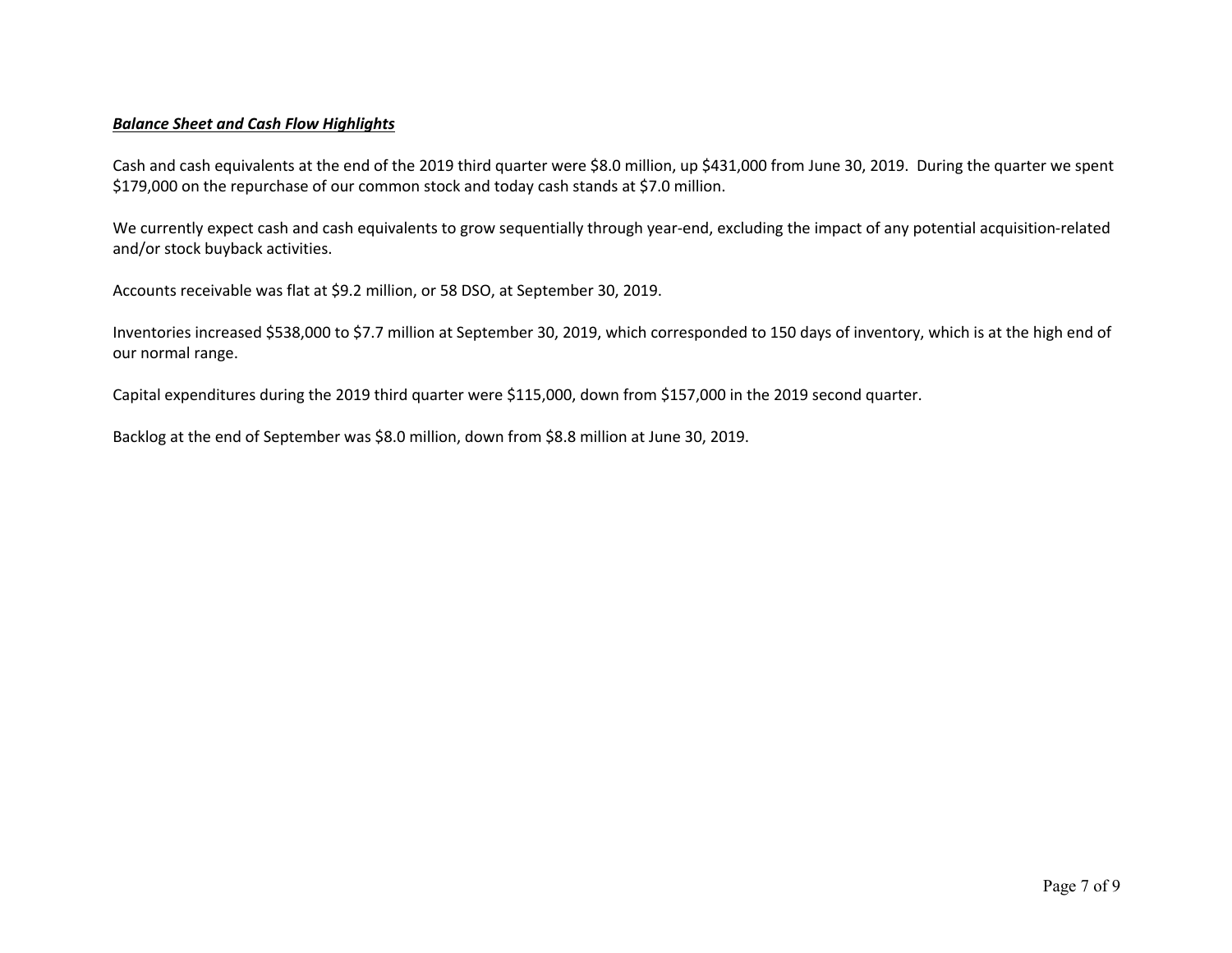***Balance Sheet and Cash Flow Highlights***

Cash and cash equivalents at the end of the 2019 third quarter were $8.0 million, up $431,000 from June 30, 2019. During the quarter we spent $179,000 on the repurchase of our common stock and today cash stands at $7.0 million.

We currently expect cash and cash equivalents to grow sequentially through year-end, excluding the impact of any potential acquisition-related and/or stock buyback activities.

Accounts receivable was flat at $9.2 million, or 58 DSO, at September 30, 2019.

Inventories increased $538,000 to $7.7 million at September 30, 2019, which corresponded to 150 days of inventory, which is at the high end of our normal range.

Capital expenditures during the 2019 third quarter were $115,000, down from $157,000 in the 2019 second quarter.

Backlog at the end of September was $8.0 million, down from $8.8 million at June 30, 2019.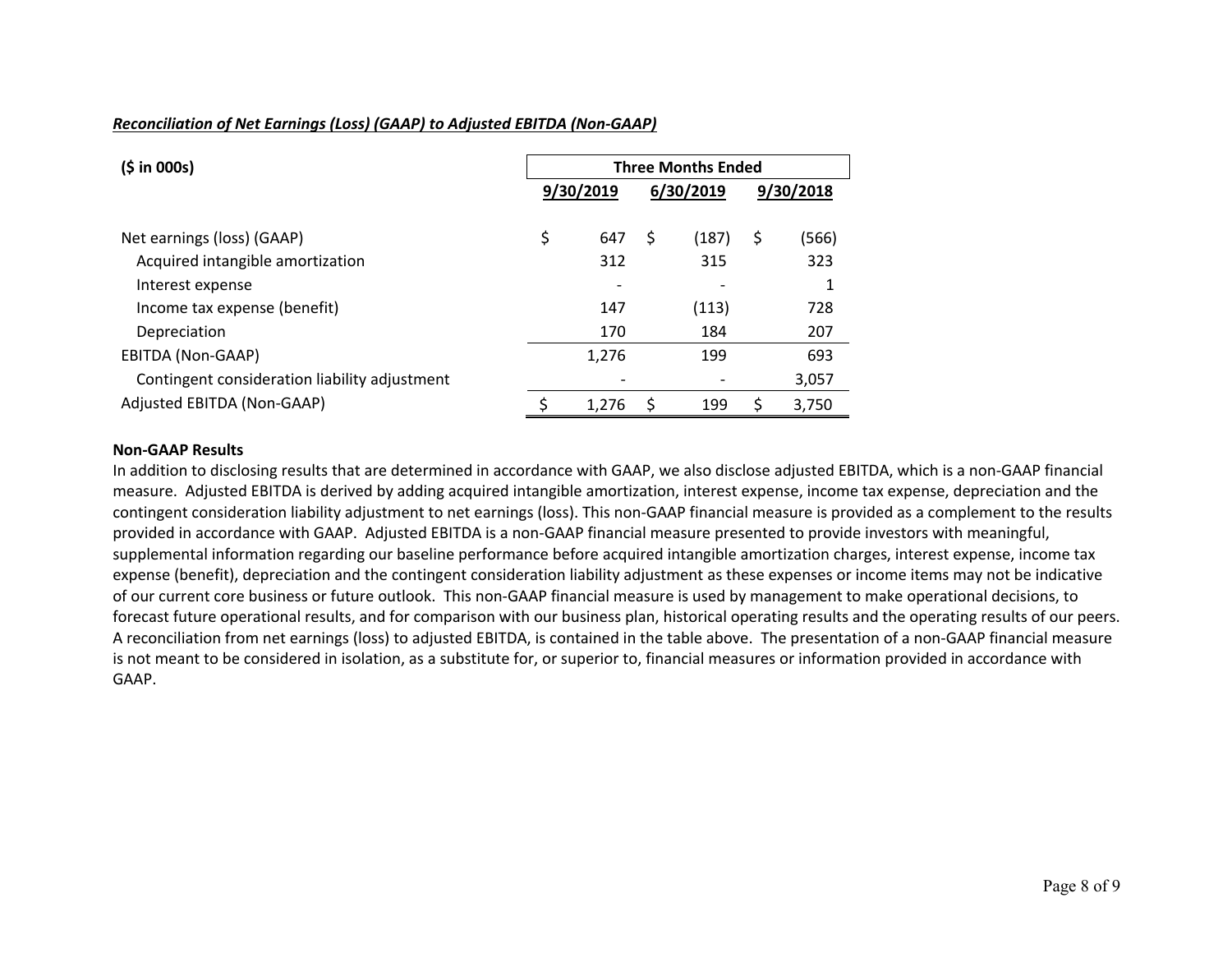***Reconciliation of Net Earnings (Loss) (GAAP) to Adjusted EBITDA (Non-GAAP)***

| **($ in 000s)** | **Three Months Ended** | | |
|---|---|---|---|
| | **9/30/2019** | **6/30/2019** | **9/30/2018** |
| Net earnings (loss) (GAAP) | $ 647 | $ (187) | $ (566) |
| Acquired intangible amortization | 312 | 315 | 323 |
| Interest expense | - | - | 1 |
| Income tax expense (benefit) | 147 | (113) | 728 |
| Depreciation | 170 | 184 | 207 |
| EBITDA (Non-GAAP) | 1,276 | 199 | 693 |
| Contingent consideration liability adjustment | - | - | 3,057 |
| Adjusted EBITDA (Non-GAAP) | $ 1,276 | $ 199 | $ 3,750 |

**Non-GAAP Results**

In addition to disclosing results that are determined in accordance with GAAP, we also disclose adjusted EBITDA, which is a non-GAAP financial measure. Adjusted EBITDA is derived by adding acquired intangible amortization, interest expense, income tax expense, depreciation and the contingent consideration liability adjustment to net earnings (loss). This non-GAAP financial measure is provided as a complement to the results provided in accordance with GAAP. Adjusted EBITDA is a non-GAAP financial measure presented to provide investors with meaningful, supplemental information regarding our baseline performance before acquired intangible amortization charges, interest expense, income tax expense (benefit), depreciation and the contingent consideration liability adjustment as these expenses or income items may not be indicative of our current core business or future outlook. This non-GAAP financial measure is used by management to make operational decisions, to forecast future operational results, and for comparison with our business plan, historical operating results and the operating results of our peers. A reconciliation from net earnings (loss) to adjusted EBITDA, is contained in the table above. The presentation of a non-GAAP financial measure is not meant to be considered in isolation, as a substitute for, or superior to, financial measures or information provided in accordance with GAAP.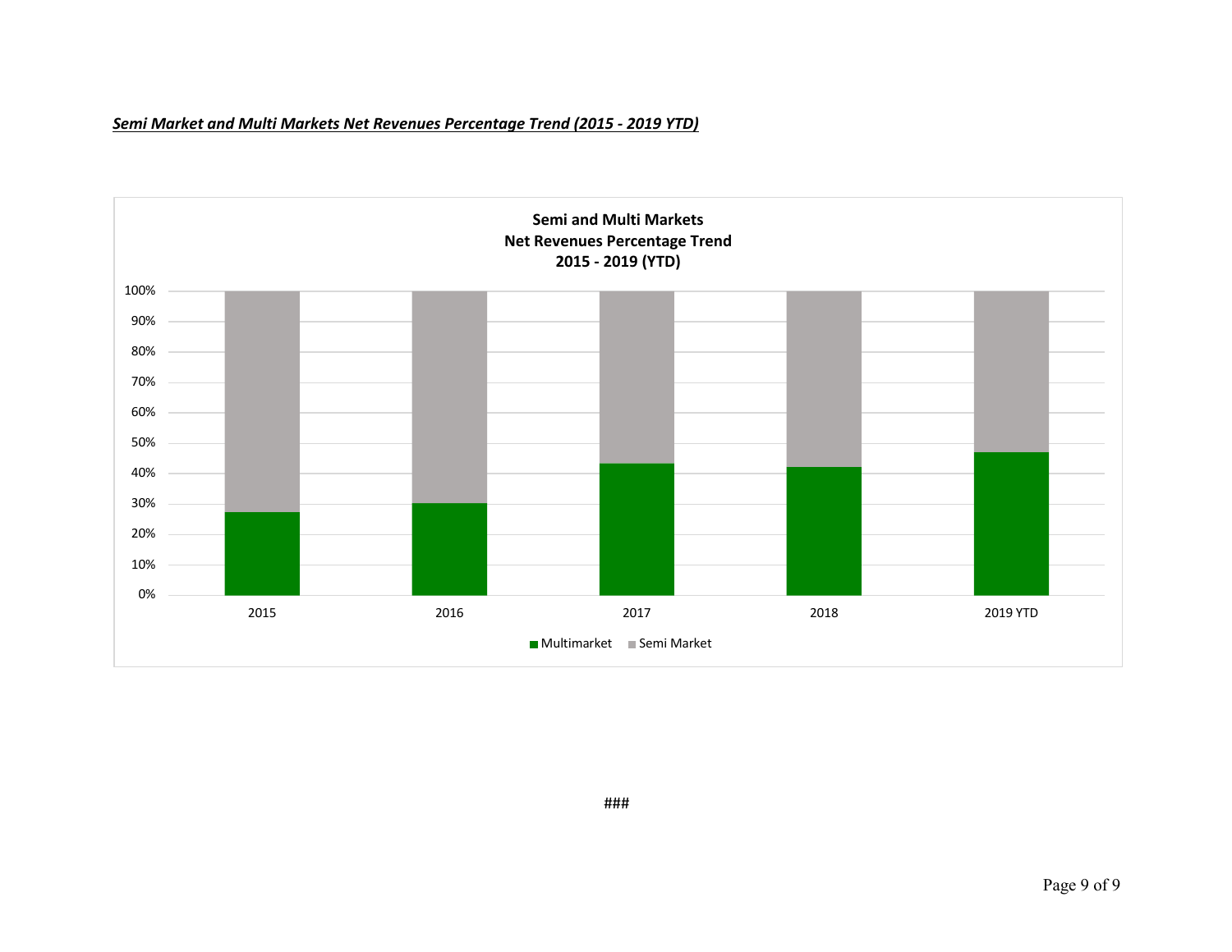***Semi Market and Multi Markets Net Revenues Percentage Trend (2015 - 2019 YTD)***

**Semi and Multi Markets**
**Net Revenues Percentage Trend**
**2015 - 2019 (YTD)**

100%
90%
80%
70%
60%
50%
40%
30%
20%
10%
0%

2015
2016
2017
2018
2019 YTD

Multimarket
Semi Market

###